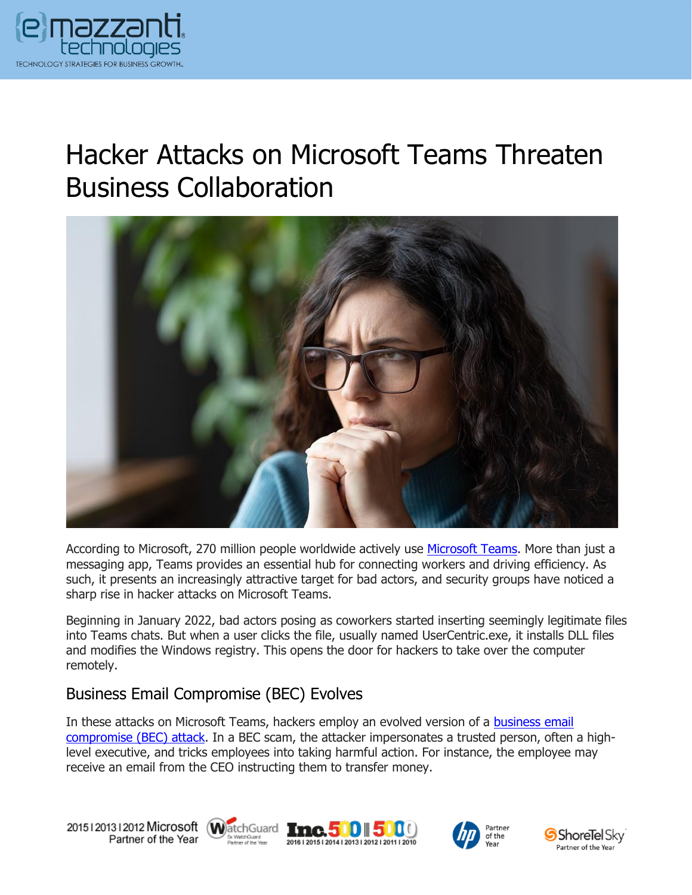# Hacker Attacks on Microsoft Teams Threaten Business Collaboration

According to Microsoft, 270 million people worldwide actively use Microsoft Teams. More than just a messaging app, Teams provides an essential hub for connecting workers and driving efficiency. As such, it presents an increasingly attractive target for bad actors, and security groups have noticed a sharp rise in hacker attacks on Microsoft Teams.

Beginning in January 2022, bad actors posing as coworkers started inserting seemingly legitimate files into Teams chats. But when a user clicks the file, usually named UserCentric.exe, it installs DLL files and modifies the Windows registry. This opens the door for hackers to take over the computer remotely.

## Business Email Compromise (BEC) Evolves

In these attacks on Microsoft Teams, hackers employ an evolved version of a business email compromise (BEC) attack. In a BEC scam, the attacker impersonates a trusted person, often a high-level executive, and tricks employees into taking harmful action. For instance, the employee may receive an email from the CEO instructing them to transfer money.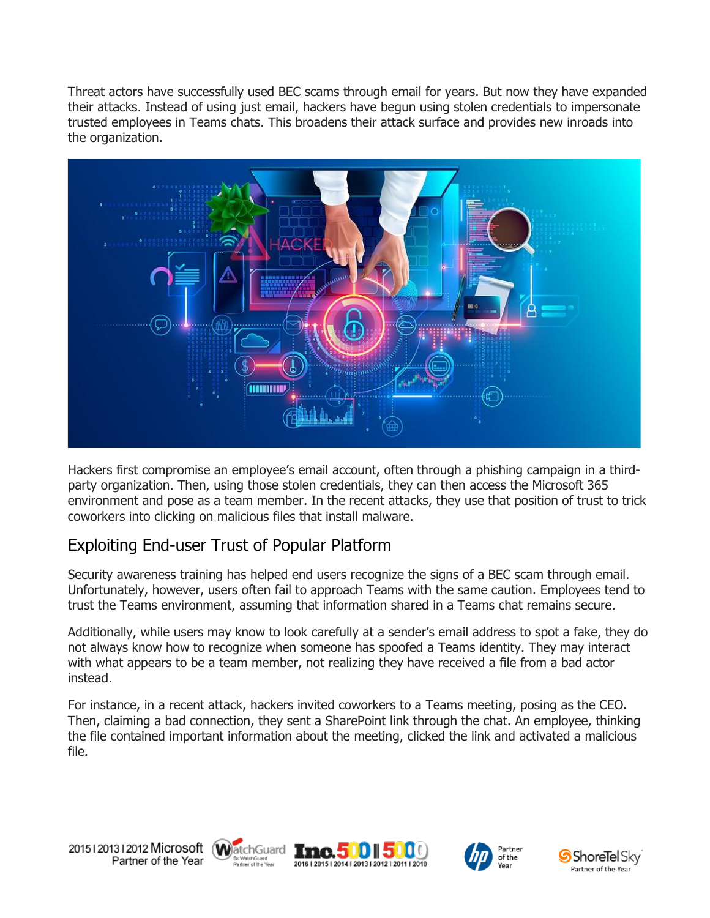Threat actors have successfully used BEC scams through email for years. But now they have expanded their attacks. Instead of using just email, hackers have begun using stolen credentials to impersonate trusted employees in Teams chats. This broadens their attack surface and provides new inroads into the organization.

Hackers first compromise an employee's email account, often through a phishing campaign in a third-party organization. Then, using those stolen credentials, they can then access the Microsoft 365 environment and pose as a team member. In the recent attacks, they use that position of trust to trick coworkers into clicking on malicious files that install malware.

## Exploiting End-user Trust of Popular Platform

Security awareness training has helped end users recognize the signs of a BEC scam through email. Unfortunately, however, users often fail to approach Teams with the same caution. Employees tend to trust the Teams environment, assuming that information shared in a Teams chat remains secure.

Additionally, while users may know to look carefully at a sender's email address to spot a fake, they do not always know how to recognize when someone has spoofed a Teams identity. They may interact with what appears to be a team member, not realizing they have received a file from a bad actor instead.

For instance, in a recent attack, hackers invited coworkers to a Teams meeting, posing as the CEO. Then, claiming a bad connection, they sent a SharePoint link through the chat. An employee, thinking the file contained important information about the meeting, clicked the link and activated a malicious file.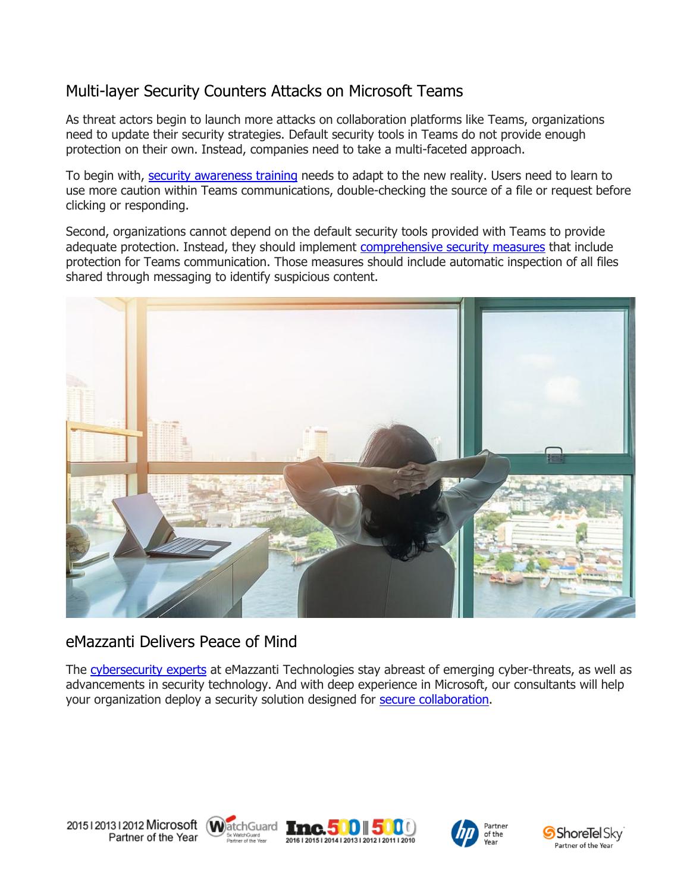## Multi-layer Security Counters Attacks on Microsoft Teams

As threat actors begin to launch more attacks on collaboration platforms like Teams, organizations need to update their security strategies. Default security tools in Teams do not provide enough protection on their own. Instead, companies need to take a multi-faceted approach.

To begin with, security awareness training needs to adapt to the new reality. Users need to learn to use more caution within Teams communications, double-checking the source of a file or request before clicking or responding.

Second, organizations cannot depend on the default security tools provided with Teams to provide adequate protection. Instead, they should implement comprehensive security measures that include protection for Teams communication. Those measures should include automatic inspection of all files shared through messaging to identify suspicious content.

## eMazzanti Delivers Peace of Mind

The cybersecurity experts at eMazzanti Technologies stay abreast of emerging cyber-threats, as well as advancements in security technology. And with deep experience in Microsoft, our consultants will help your organization deploy a security solution designed for secure collaboration.

2015 I 2013 I 2012 Microsoft Partner of the Year

WatchGuard 5x WatchGuard Partner of the Year

Inc. 500 ‖ 5000 2016 I 2015 I 2014 I 2013 I 2012 I 2011 I 2010

hp Partner of the Year

ShoreTel Sky Partner of the Year